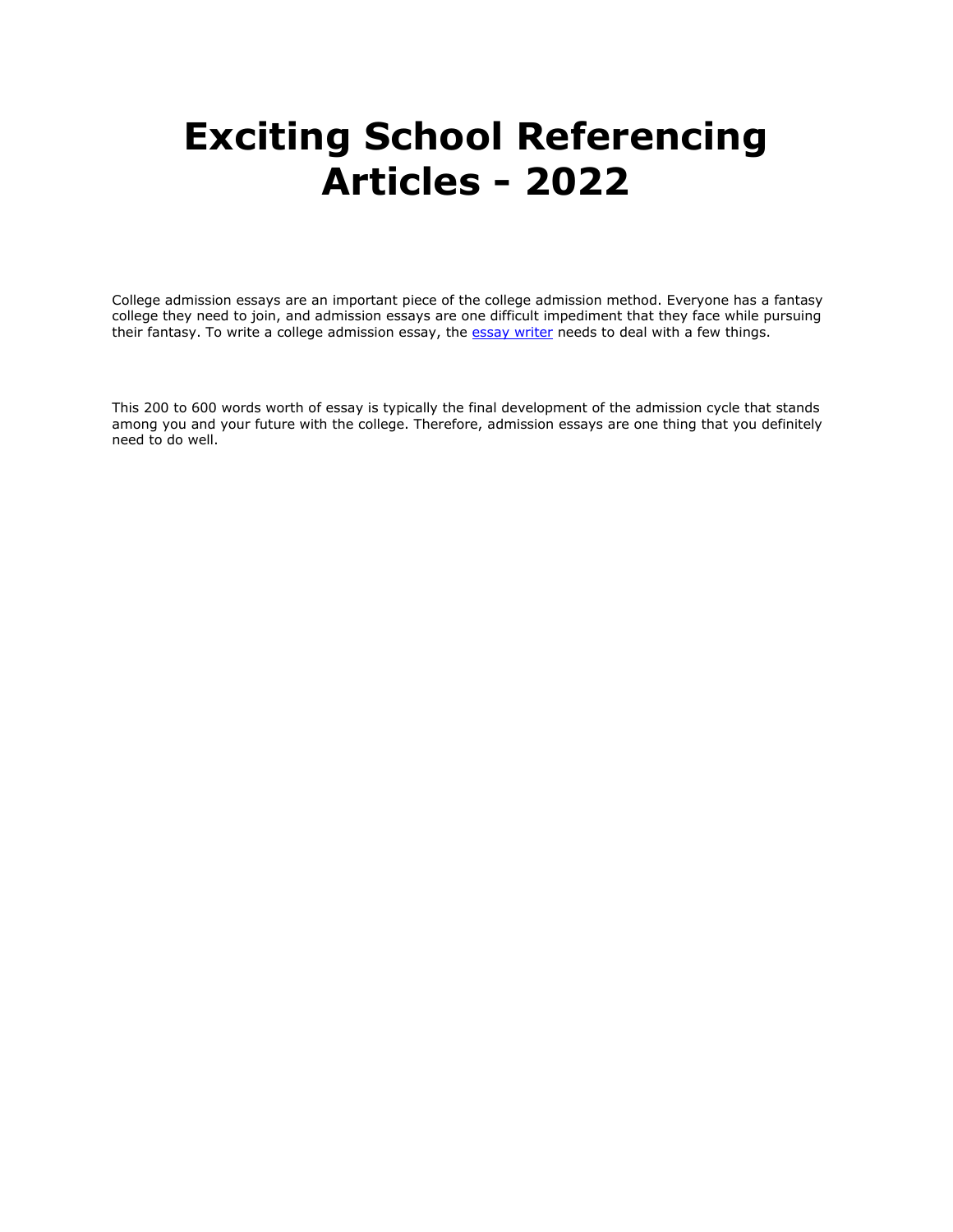# Exciting School Referencing Articles - 2022

College admission essays are an important piece of the college admission method. Everyone has a fantasy college they need to join, and admission essays are one difficult impediment that they face while pursuing their fantasy. To write a college admission essay, the [essay writer]() needs to deal with a few things.

This 200 to 600 words worth of essay is typically the final development of the admission cycle that stands among you and your future with the college. Therefore, admission essays are one thing that you definitely need to do well.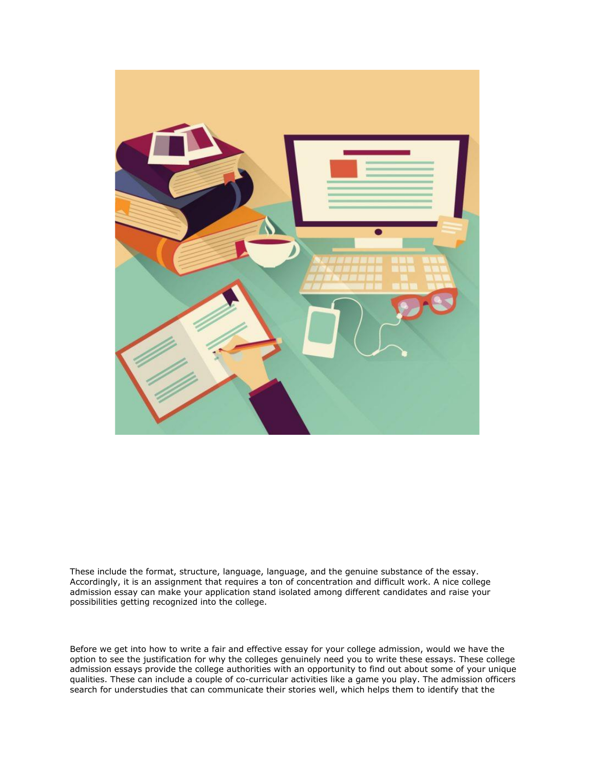These include the format, structure, language, language, and the genuine substance of the essay. Accordingly, it is an assignment that requires a ton of concentration and difficult work. A nice college admission essay can make your application stand isolated among different candidates and raise your possibilities getting recognized into the college.

Before we get into how to write a fair and effective essay for your college admission, would we have the option to see the justification for why the colleges genuinely need you to write these essays. These college admission essays provide the college authorities with an opportunity to find out about some of your unique qualities. These can include a couple of co-curricular activities like a game you play. The admission officers search for understudies that can communicate their stories well, which helps them to identify that the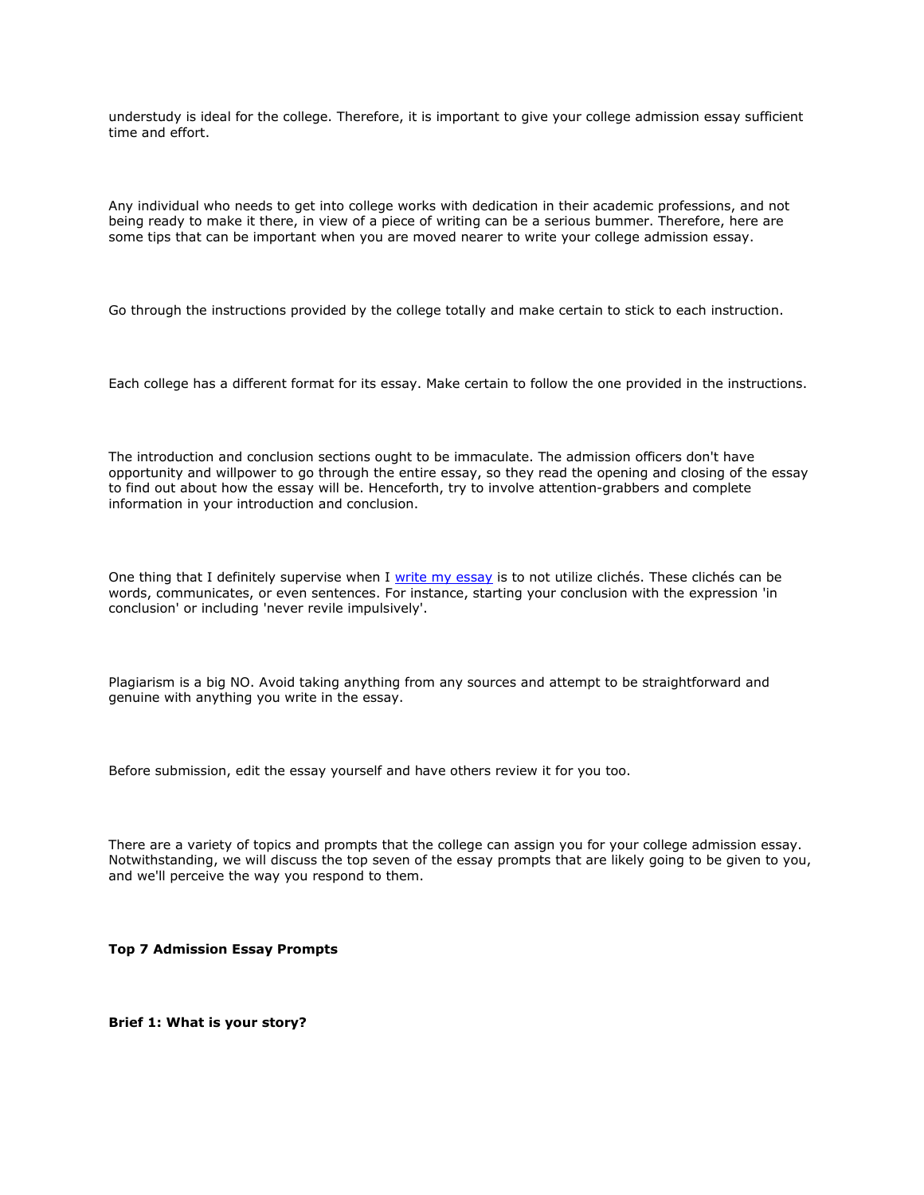understudy is ideal for the college. Therefore, it is important to give your college admission essay sufficient time and effort.

Any individual who needs to get into college works with dedication in their academic professions, and not being ready to make it there, in view of a piece of writing can be a serious bummer. Therefore, here are some tips that can be important when you are moved nearer to write your college admission essay.

Go through the instructions provided by the college totally and make certain to stick to each instruction.

Each college has a different format for its essay. Make certain to follow the one provided in the instructions.

The introduction and conclusion sections ought to be immaculate. The admission officers don't have opportunity and willpower to go through the entire essay, so they read the opening and closing of the essay to find out about how the essay will be. Henceforth, try to involve attention-grabbers and complete information in your introduction and conclusion.

One thing that I definitely supervise when I write my essay is to not utilize clichés. These clichés can be words, communicates, or even sentences. For instance, starting your conclusion with the expression 'in conclusion' or including 'never revile impulsively'.

Plagiarism is a big NO. Avoid taking anything from any sources and attempt to be straightforward and genuine with anything you write in the essay.

Before submission, edit the essay yourself and have others review it for you too.

There are a variety of topics and prompts that the college can assign you for your college admission essay. Notwithstanding, we will discuss the top seven of the essay prompts that are likely going to be given to you, and we'll perceive the way you respond to them.

**Top 7 Admission Essay Prompts**

**Brief 1: What is your story?**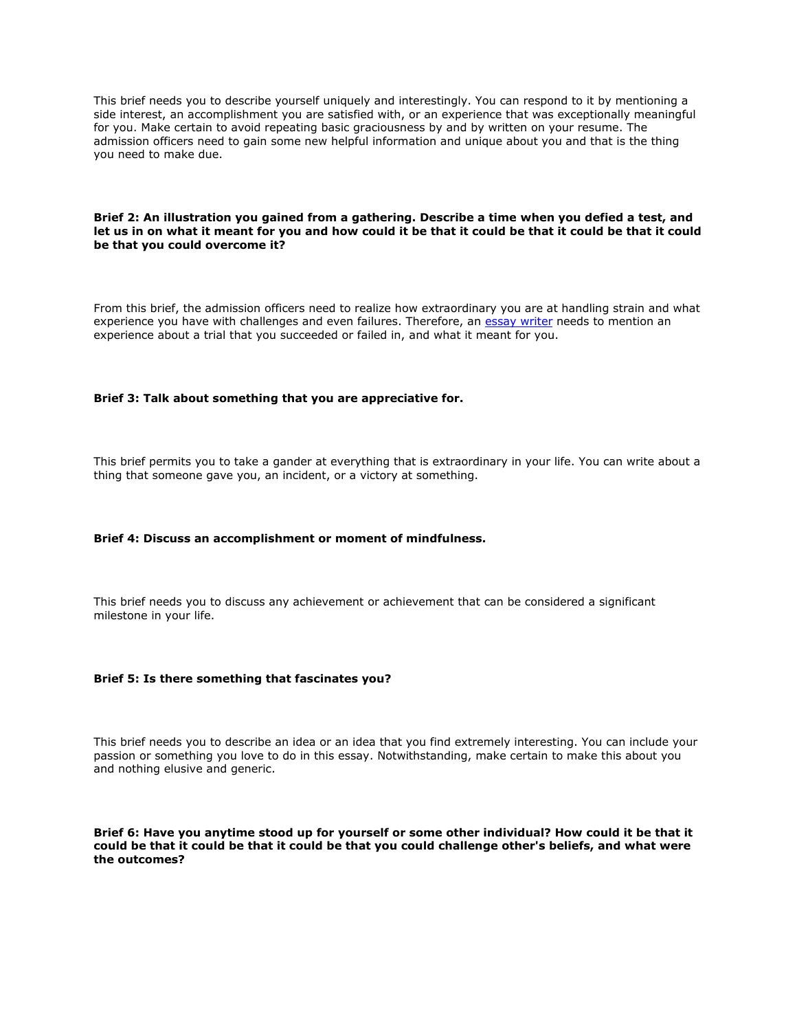This brief needs you to describe yourself uniquely and interestingly. You can respond to it by mentioning a side interest, an accomplishment you are satisfied with, or an experience that was exceptionally meaningful for you. Make certain to avoid repeating basic graciousness by and by written on your resume. The admission officers need to gain some new helpful information and unique about you and that is the thing you need to make due.

**Brief 2: An illustration you gained from a gathering. Describe a time when you defied a test, and let us in on what it meant for you and how could it be that it could be that it could be that it could be that you could overcome it?**

From this brief, the admission officers need to realize how extraordinary you are at handling strain and what experience you have with challenges and even failures. Therefore, an [essay writer] needs to mention an experience about a trial that you succeeded or failed in, and what it meant for you.

**Brief 3: Talk about something that you are appreciative for.**

This brief permits you to take a gander at everything that is extraordinary in your life. You can write about a thing that someone gave you, an incident, or a victory at something.

**Brief 4: Discuss an accomplishment or moment of mindfulness.**

This brief needs you to discuss any achievement or achievement that can be considered a significant milestone in your life.

**Brief 5: Is there something that fascinates you?**

This brief needs you to describe an idea or an idea that you find extremely interesting. You can include your passion or something you love to do in this essay. Notwithstanding, make certain to make this about you and nothing elusive and generic.

**Brief 6: Have you anytime stood up for yourself or some other individual? How could it be that it could be that it could be that it could be that you could challenge other's beliefs, and what were the outcomes?**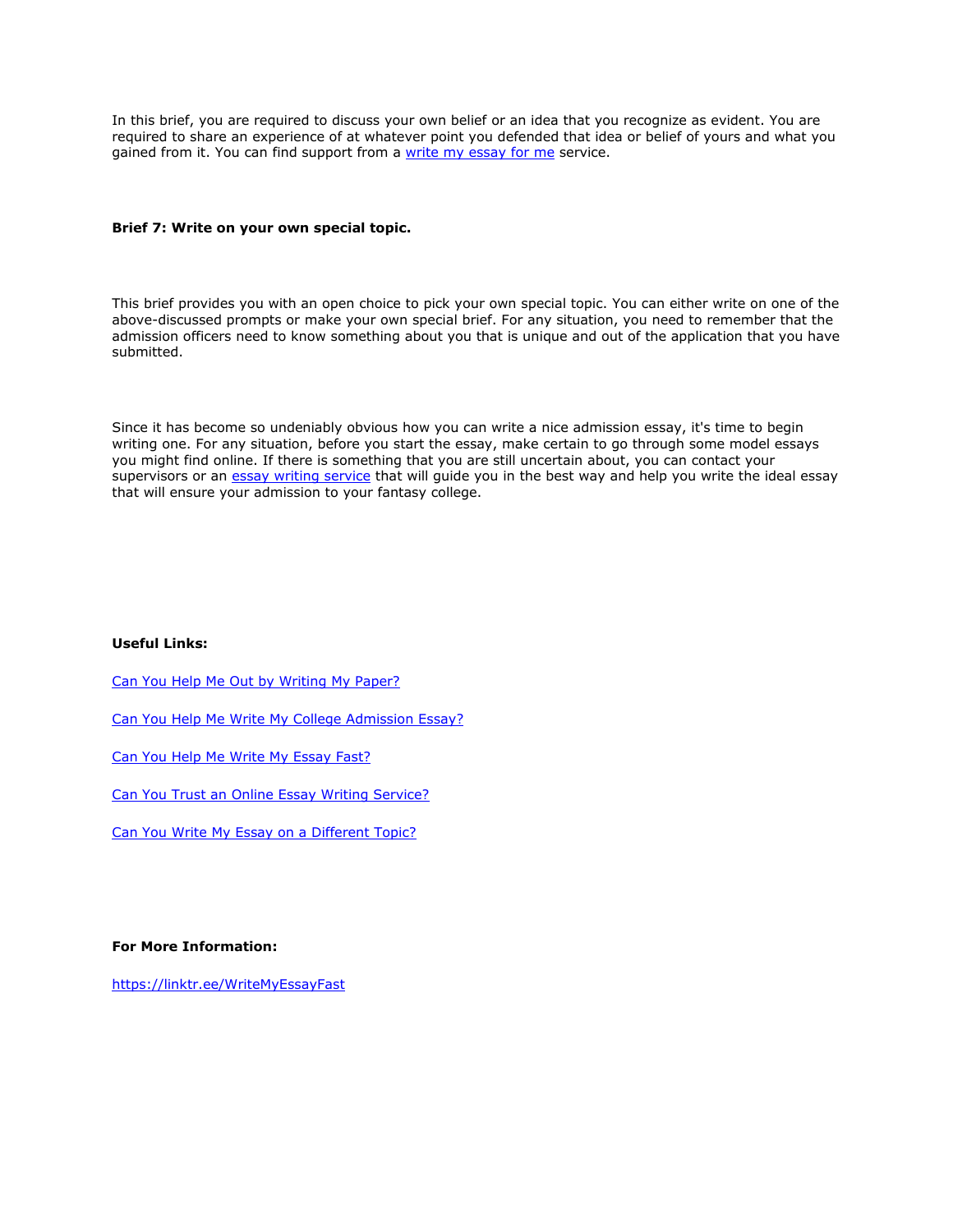In this brief, you are required to discuss your own belief or an idea that you recognize as evident. You are required to share an experience of at whatever point you defended that idea or belief of yours and what you gained from it. You can find support from a write my essay for me service.

**Brief 7: Write on your own special topic.**

This brief provides you with an open choice to pick your own special topic. You can either write on one of the above-discussed prompts or make your own special brief. For any situation, you need to remember that the admission officers need to know something about you that is unique and out of the application that you have submitted.

Since it has become so undeniably obvious how you can write a nice admission essay, it's time to begin writing one. For any situation, before you start the essay, make certain to go through some model essays you might find online. If there is something that you are still uncertain about, you can contact your supervisors or an essay writing service that will guide you in the best way and help you write the ideal essay that will ensure your admission to your fantasy college.

**Useful Links:**

Can You Help Me Out by Writing My Paper?

Can You Help Me Write My College Admission Essay?

Can You Help Me Write My Essay Fast?

Can You Trust an Online Essay Writing Service?

Can You Write My Essay on a Different Topic?

**For More Information:**

https://linktr.ee/WriteMyEssayFast